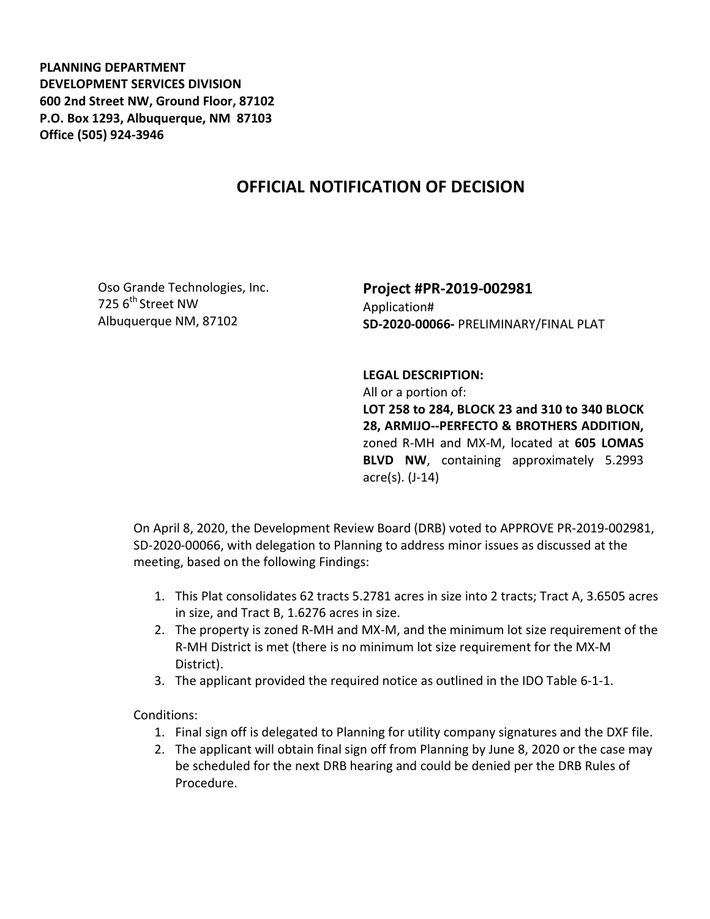**PLANNING DEPARTMENT**
**DEVELOPMENT SERVICES DIVISION**
**600 2nd Street NW, Ground Floor, 87102**
**P.O. Box 1293, Albuquerque, NM 87103**
**Office (505) 924-3946**

# OFFICIAL NOTIFICATION OF DECISION

Oso Grande Technologies, Inc.
725 6th Street NW
Albuquerque NM, 87102

**Project #PR-2019-002981**
Application#
**SD-2020-00066-** PRELIMINARY/FINAL PLAT

**LEGAL DESCRIPTION:**
All or a portion of:
**LOT 258 to 284, BLOCK 23 and 310 to 340 BLOCK 28, ARMIJO--PERFECTO & BROTHERS ADDITION,** zoned R-MH and MX-M, located at **605 LOMAS BLVD NW**, containing approximately 5.2993 acre(s). (J-14)

On April 8, 2020, the Development Review Board (DRB) voted to APPROVE PR-2019-002981, SD-2020-00066, with delegation to Planning to address minor issues as discussed at the meeting, based on the following Findings:

1. This Plat consolidates 62 tracts 5.2781 acres in size into 2 tracts; Tract A, 3.6505 acres in size, and Tract B, 1.6276 acres in size.
2. The property is zoned R-MH and MX-M, and the minimum lot size requirement of the R-MH District is met (there is no minimum lot size requirement for the MX-M District).
3. The applicant provided the required notice as outlined in the IDO Table 6-1-1.

Conditions:

1. Final sign off is delegated to Planning for utility company signatures and the DXF file.
2. The applicant will obtain final sign off from Planning by June 8, 2020 or the case may be scheduled for the next DRB hearing and could be denied per the DRB Rules of Procedure.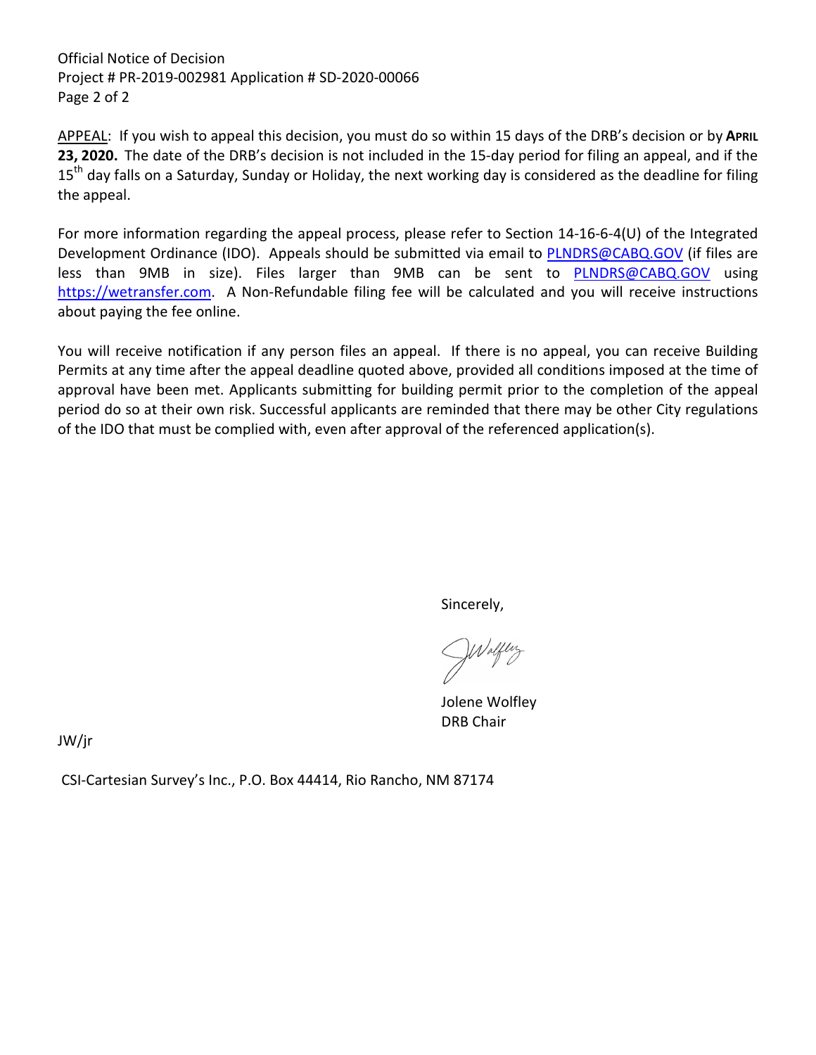APPEAL: If you wish to appeal this decision, you must do so within 15 days of the DRB's decision or by **APRIL 23, 2020.** The date of the DRB's decision is not included in the 15-day period for filing an appeal, and if the 15th day falls on a Saturday, Sunday or Holiday, the next working day is considered as the deadline for filing the appeal.

For more information regarding the appeal process, please refer to Section 14-16-6-4(U) of the Integrated Development Ordinance (IDO). Appeals should be submitted via email to PLNDRS@CABQ.GOV (if files are less than 9MB in size). Files larger than 9MB can be sent to PLNDRS@CABQ.GOV using https://wetransfer.com. A Non-Refundable filing fee will be calculated and you will receive instructions about paying the fee online.

You will receive notification if any person files an appeal. If there is no appeal, you can receive Building Permits at any time after the appeal deadline quoted above, provided all conditions imposed at the time of approval have been met. Applicants submitting for building permit prior to the completion of the appeal period do so at their own risk. Successful applicants are reminded that there may be other City regulations of the IDO that must be complied with, even after approval of the referenced application(s).

Sincerely,

Jolene Wolfley
DRB Chair

JW/jr

CSI-Cartesian Survey's Inc., P.O. Box 44414, Rio Rancho, NM 87174